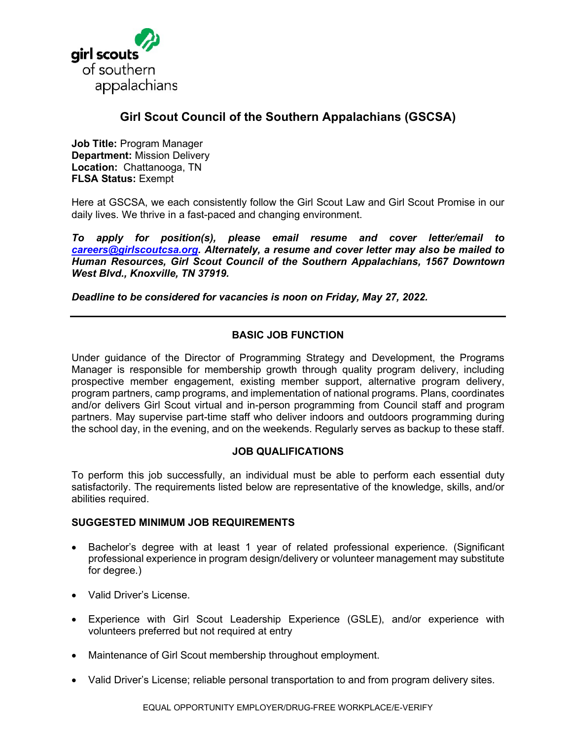girl scouts
of southern
appalachians

# Girl Scout Council of the Southern Appalachians (GSCSA)

**Job Title:** Program Manager
**Department:** Mission Delivery
**Location:** Chattanooga, TN
**FLSA Status:** Exempt

Here at GSCSA, we each consistently follow the Girl Scout Law and Girl Scout Promise in our daily lives. We thrive in a fast-paced and changing environment.

***To apply for position(s), please email resume and cover letter/email to [careers@girlscoutcsa.org](mailto:careers@girlscoutcsa.org). Alternately, a resume and cover letter may also be mailed to Human Resources, Girl Scout Council of the Southern Appalachians, 1567 Downtown West Blvd., Knoxville, TN 37919.***

***Deadline to be considered for vacancies is noon on Friday, May 27, 2022.***

---

## BASIC JOB FUNCTION

Under guidance of the Director of Programming Strategy and Development, the Programs Manager is responsible for membership growth through quality program delivery, including prospective member engagement, existing member support, alternative program delivery, program partners, camp programs, and implementation of national programs. Plans, coordinates and/or delivers Girl Scout virtual and in-person programming from Council staff and program partners. May supervise part-time staff who deliver indoors and outdoors programming during the school day, in the evening, and on the weekends. Regularly serves as backup to these staff.

## JOB QUALIFICATIONS

To perform this job successfully, an individual must be able to perform each essential duty satisfactorily. The requirements listed below are representative of the knowledge, skills, and/or abilities required.

### SUGGESTED MINIMUM JOB REQUIREMENTS

- Bachelor's degree with at least 1 year of related professional experience. (Significant professional experience in program design/delivery or volunteer management may substitute for degree.)
- Valid Driver's License.
- Experience with Girl Scout Leadership Experience (GSLE), and/or experience with volunteers preferred but not required at entry
- Maintenance of Girl Scout membership throughout employment.
- Valid Driver's License; reliable personal transportation to and from program delivery sites.

EQUAL OPPORTUNITY EMPLOYER/DRUG-FREE WORKPLACE/E-VERIFY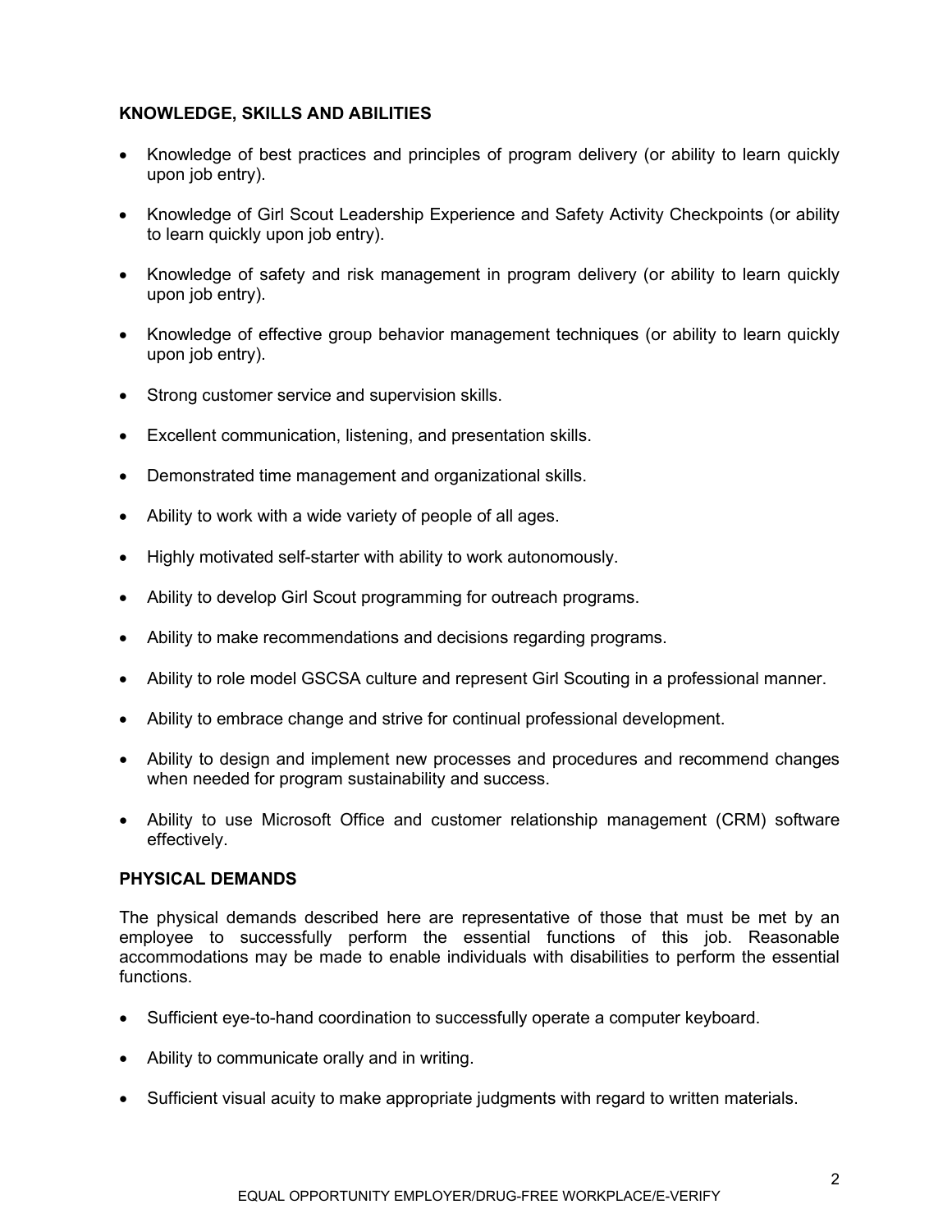## KNOWLEDGE, SKILLS AND ABILITIES

- Knowledge of best practices and principles of program delivery (or ability to learn quickly upon job entry).
- Knowledge of Girl Scout Leadership Experience and Safety Activity Checkpoints (or ability to learn quickly upon job entry).
- Knowledge of safety and risk management in program delivery (or ability to learn quickly upon job entry).
- Knowledge of effective group behavior management techniques (or ability to learn quickly upon job entry).
- Strong customer service and supervision skills.
- Excellent communication, listening, and presentation skills.
- Demonstrated time management and organizational skills.
- Ability to work with a wide variety of people of all ages.
- Highly motivated self-starter with ability to work autonomously.
- Ability to develop Girl Scout programming for outreach programs.
- Ability to make recommendations and decisions regarding programs.
- Ability to role model GSCSA culture and represent Girl Scouting in a professional manner.
- Ability to embrace change and strive for continual professional development.
- Ability to design and implement new processes and procedures and recommend changes when needed for program sustainability and success.
- Ability to use Microsoft Office and customer relationship management (CRM) software effectively.

## PHYSICAL DEMANDS

The physical demands described here are representative of those that must be met by an employee to successfully perform the essential functions of this job. Reasonable accommodations may be made to enable individuals with disabilities to perform the essential functions.

- Sufficient eye-to-hand coordination to successfully operate a computer keyboard.
- Ability to communicate orally and in writing.
- Sufficient visual acuity to make appropriate judgments with regard to written materials.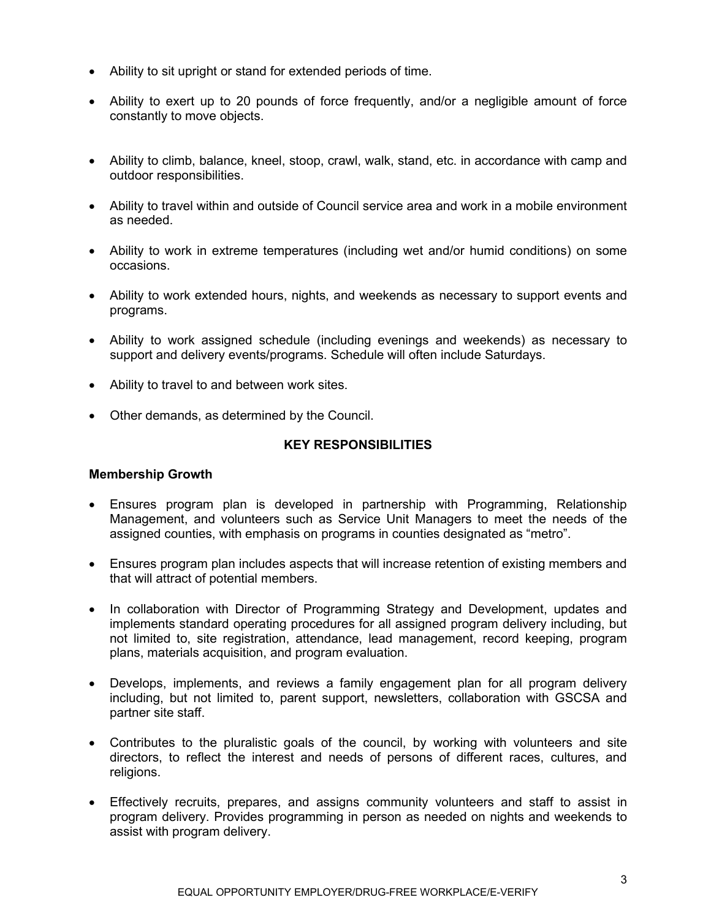- Ability to sit upright or stand for extended periods of time.
- Ability to exert up to 20 pounds of force frequently, and/or a negligible amount of force constantly to move objects.
- Ability to climb, balance, kneel, stoop, crawl, walk, stand, etc. in accordance with camp and outdoor responsibilities.
- Ability to travel within and outside of Council service area and work in a mobile environment as needed.
- Ability to work in extreme temperatures (including wet and/or humid conditions) on some occasions.
- Ability to work extended hours, nights, and weekends as necessary to support events and programs.
- Ability to work assigned schedule (including evenings and weekends) as necessary to support and delivery events/programs. Schedule will often include Saturdays.
- Ability to travel to and between work sites.
- Other demands, as determined by the Council.

## KEY RESPONSIBILITIES

### Membership Growth

- Ensures program plan is developed in partnership with Programming, Relationship Management, and volunteers such as Service Unit Managers to meet the needs of the assigned counties, with emphasis on programs in counties designated as "metro".
- Ensures program plan includes aspects that will increase retention of existing members and that will attract of potential members.
- In collaboration with Director of Programming Strategy and Development, updates and implements standard operating procedures for all assigned program delivery including, but not limited to, site registration, attendance, lead management, record keeping, program plans, materials acquisition, and program evaluation.
- Develops, implements, and reviews a family engagement plan for all program delivery including, but not limited to, parent support, newsletters, collaboration with GSCSA and partner site staff.
- Contributes to the pluralistic goals of the council, by working with volunteers and site directors, to reflect the interest and needs of persons of different races, cultures, and religions.
- Effectively recruits, prepares, and assigns community volunteers and staff to assist in program delivery. Provides programming in person as needed on nights and weekends to assist with program delivery.

EQUAL OPPORTUNITY EMPLOYER/DRUG-FREE WORKPLACE/E-VERIFY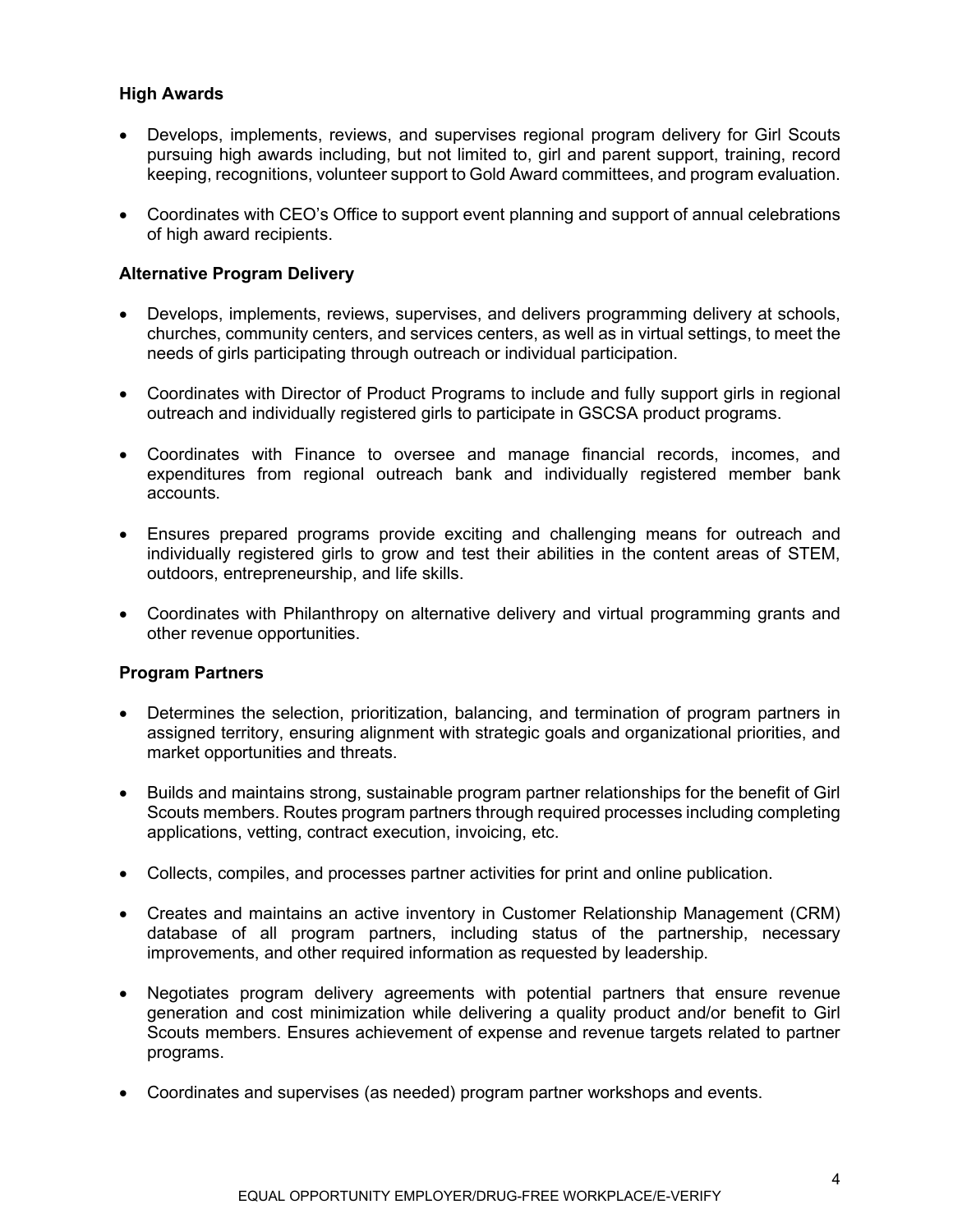**High Awards**

- Develops, implements, reviews, and supervises regional program delivery for Girl Scouts pursuing high awards including, but not limited to, girl and parent support, training, record keeping, recognitions, volunteer support to Gold Award committees, and program evaluation.
- Coordinates with CEO's Office to support event planning and support of annual celebrations of high award recipients.

**Alternative Program Delivery**

- Develops, implements, reviews, supervises, and delivers programming delivery at schools, churches, community centers, and services centers, as well as in virtual settings, to meet the needs of girls participating through outreach or individual participation.
- Coordinates with Director of Product Programs to include and fully support girls in regional outreach and individually registered girls to participate in GSCSA product programs.
- Coordinates with Finance to oversee and manage financial records, incomes, and expenditures from regional outreach bank and individually registered member bank accounts.
- Ensures prepared programs provide exciting and challenging means for outreach and individually registered girls to grow and test their abilities in the content areas of STEM, outdoors, entrepreneurship, and life skills.
- Coordinates with Philanthropy on alternative delivery and virtual programming grants and other revenue opportunities.

**Program Partners**

- Determines the selection, prioritization, balancing, and termination of program partners in assigned territory, ensuring alignment with strategic goals and organizational priorities, and market opportunities and threats.
- Builds and maintains strong, sustainable program partner relationships for the benefit of Girl Scouts members. Routes program partners through required processes including completing applications, vetting, contract execution, invoicing, etc.
- Collects, compiles, and processes partner activities for print and online publication.
- Creates and maintains an active inventory in Customer Relationship Management (CRM) database of all program partners, including status of the partnership, necessary improvements, and other required information as requested by leadership.
- Negotiates program delivery agreements with potential partners that ensure revenue generation and cost minimization while delivering a quality product and/or benefit to Girl Scouts members. Ensures achievement of expense and revenue targets related to partner programs.
- Coordinates and supervises (as needed) program partner workshops and events.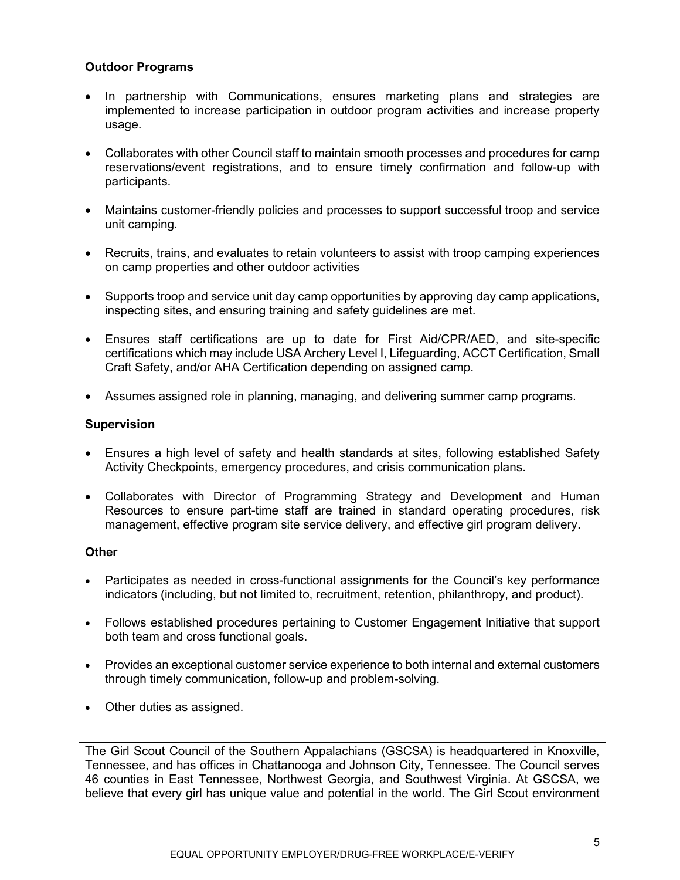**Outdoor Programs**

- In partnership with Communications, ensures marketing plans and strategies are implemented to increase participation in outdoor program activities and increase property usage.
- Collaborates with other Council staff to maintain smooth processes and procedures for camp reservations/event registrations, and to ensure timely confirmation and follow-up with participants.
- Maintains customer-friendly policies and processes to support successful troop and service unit camping.
- Recruits, trains, and evaluates to retain volunteers to assist with troop camping experiences on camp properties and other outdoor activities
- Supports troop and service unit day camp opportunities by approving day camp applications, inspecting sites, and ensuring training and safety guidelines are met.
- Ensures staff certifications are up to date for First Aid/CPR/AED, and site-specific certifications which may include USA Archery Level I, Lifeguarding, ACCT Certification, Small Craft Safety, and/or AHA Certification depending on assigned camp.
- Assumes assigned role in planning, managing, and delivering summer camp programs.

**Supervision**

- Ensures a high level of safety and health standards at sites, following established Safety Activity Checkpoints, emergency procedures, and crisis communication plans.
- Collaborates with Director of Programming Strategy and Development and Human Resources to ensure part-time staff are trained in standard operating procedures, risk management, effective program site service delivery, and effective girl program delivery.

**Other**

- Participates as needed in cross-functional assignments for the Council's key performance indicators (including, but not limited to, recruitment, retention, philanthropy, and product).
- Follows established procedures pertaining to Customer Engagement Initiative that support both team and cross functional goals.
- Provides an exceptional customer service experience to both internal and external customers through timely communication, follow-up and problem-solving.
- Other duties as assigned.

The Girl Scout Council of the Southern Appalachians (GSCSA) is headquartered in Knoxville, Tennessee, and has offices in Chattanooga and Johnson City, Tennessee. The Council serves 46 counties in East Tennessee, Northwest Georgia, and Southwest Virginia. At GSCSA, we believe that every girl has unique value and potential in the world. The Girl Scout environment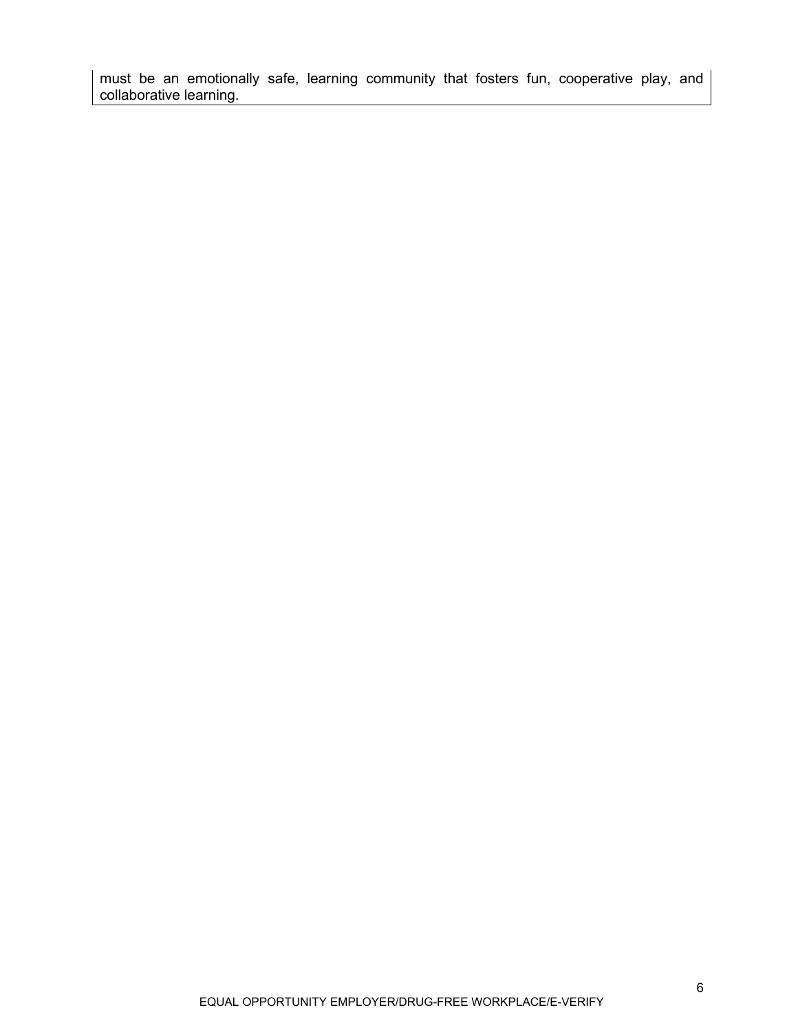must be an emotionally safe, learning community that fosters fun, cooperative play, and collaborative learning.